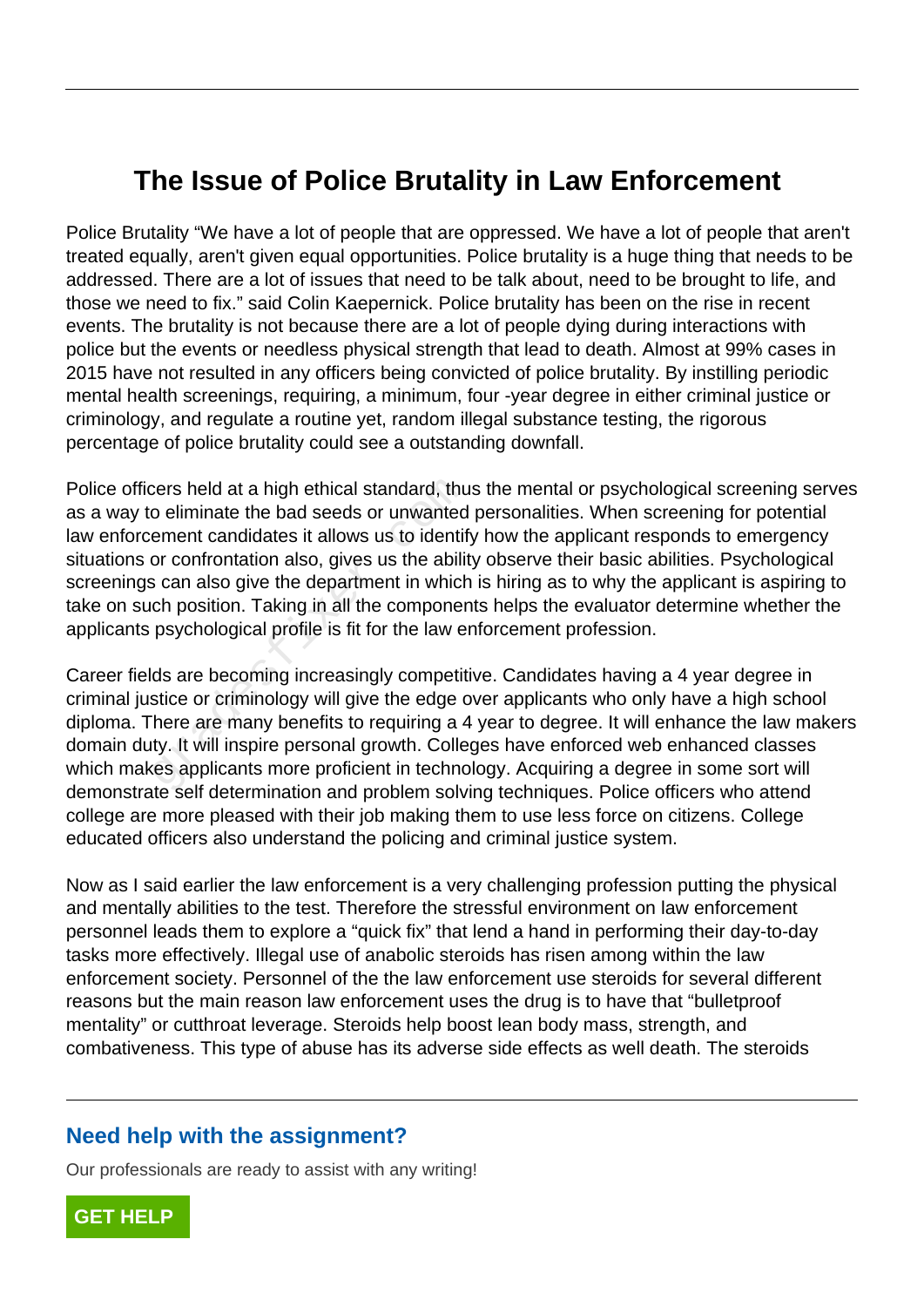# The Issue of Police Brutality in Law Enforcement

Police Brutality “We have a lot of people that are oppressed. We have a lot of people that aren't treated equally, aren't given equal opportunities. Police brutality is a huge thing that needs to be addressed. There are a lot of issues that need to be talk about, need to be brought to life, and those we need to fix.” said Colin Kaepernick. Police brutality has been on the rise in recent events. The brutality is not because there are a lot of people dying during interactions with police but the events or needless physical strength that lead to death. Almost at 99% cases in 2015 have not resulted in any officers being convicted of police brutality. By instilling periodic mental health screenings, requiring, a minimum, four -year degree in either criminal justice or criminology, and regulate a routine yet, random illegal substance testing, the rigorous percentage of police brutality could see a outstanding downfall.

Police officers held at a high ethical standard, thus the mental or psychological screening serves as a way to eliminate the bad seeds or unwanted personalities. When screening for potential law enforcement candidates it allows us to identify how the applicant responds to emergency situations or confrontation also, gives us the ability observe their basic abilities. Psychological screenings can also give the department in which is hiring as to why the applicant is aspiring to take on such position. Taking in all the components helps the evaluator determine whether the applicants psychological profile is fit for the law enforcement profession.

Career fields are becoming increasingly competitive. Candidates having a 4 year degree in criminal justice or criminology will give the edge over applicants who only have a high school diploma. There are many benefits to requiring a 4 year to degree. It will enhance the law makers domain duty. It will inspire personal growth. Colleges have enforced web enhanced classes which makes applicants more proficient in technology. Acquiring a degree in some sort will demonstrate self determination and problem solving techniques. Police officers who attend college are more pleased with their job making them to use less force on citizens. College educated officers also understand the policing and criminal justice system.

Now as I said earlier the law enforcement is a very challenging profession putting the physical and mentally abilities to the test. Therefore the stressful environment on law enforcement personnel leads them to explore a “quick fix” that lend a hand in performing their day-to-day tasks more effectively. Illegal use of anabolic steroids has risen among within the law enforcement society. Personnel of the the law enforcement use steroids for several different reasons but the main reason law enforcement uses the drug is to have that “bulletproof mentality” or cutthroat leverage. Steroids help boost lean body mass, strength, and combativeness. This type of abuse has its adverse side effects as well death. The steroids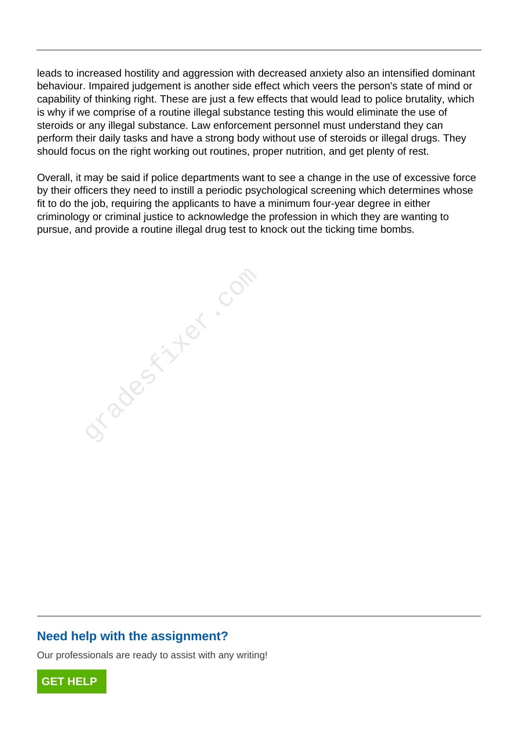leads to increased hostility and aggression with decreased anxiety also an intensified dominant behaviour. Impaired judgement is another side effect which veers the person's state of mind or capability of thinking right. These are just a few effects that would lead to police brutality, which is why if we comprise of a routine illegal substance testing this would eliminate the use of steroids or any illegal substance. Law enforcement personnel must understand they can perform their daily tasks and have a strong body without use of steroids or illegal drugs. They should focus on the right working out routines, proper nutrition, and get plenty of rest.

Overall, it may be said if police departments want to see a change in the use of excessive force by their officers they need to instill a periodic psychological screening which determines whose fit to do the job, requiring the applicants to have a minimum four-year degree in either criminology or criminal justice to acknowledge the profession in which they are wanting to pursue, and provide a routine illegal drug test to knock out the ticking time bombs.